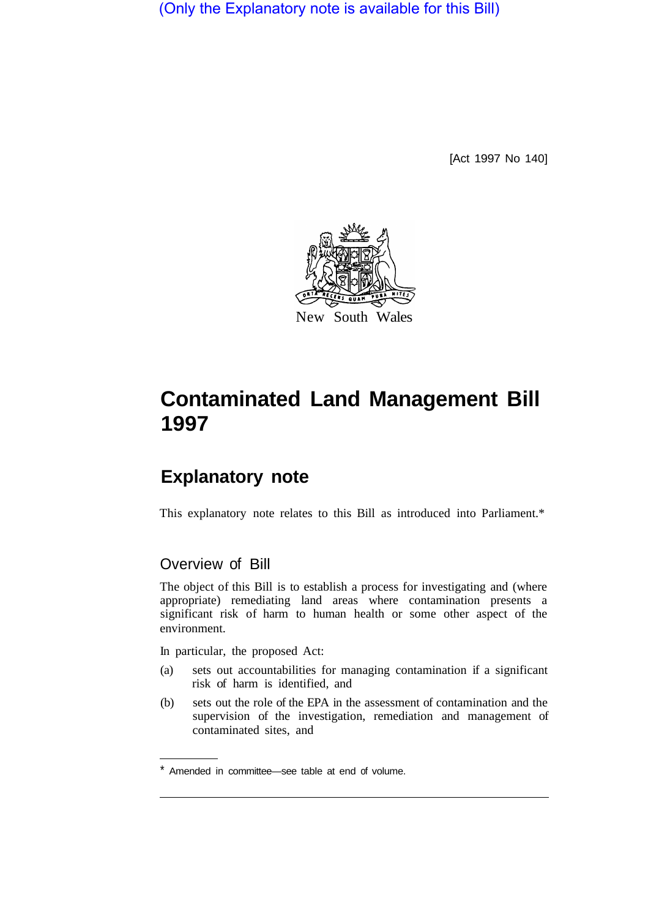(Only the Explanatory note is available for this Bill)

[Act 1997 No 140]

New South Wales

# Contaminated Land Management Bill 1997

## Explanatory note

This explanatory note relates to this Bill as introduced into Parliament.*

### Overview of Bill

The object of this Bill is to establish a process for investigating and (where appropriate) remediating land areas where contamination presents a significant risk of harm to human health or some other aspect of the environment.

In particular, the proposed Act:

(a) sets out accountabilities for managing contamination if a significant risk of harm is identified, and

(b) sets out the role of the EPA in the assessment of contamination and the supervision of the investigation, remediation and management of contaminated sites, and

---

* Amended in committee—see table at end of volume.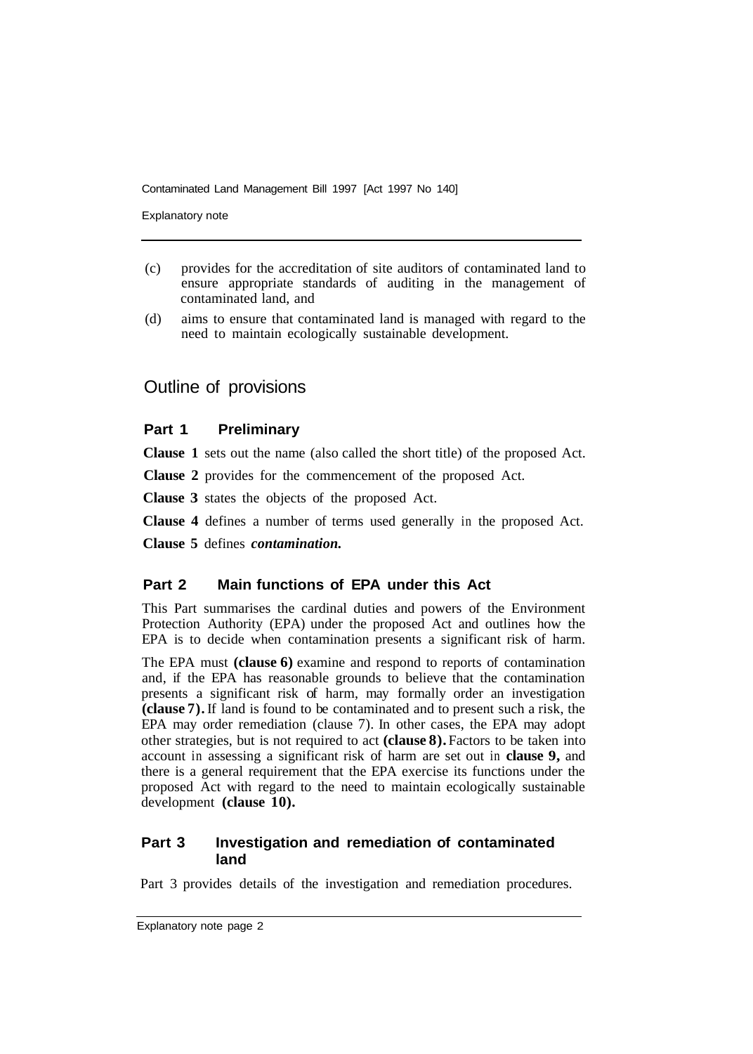(c) provides for the accreditation of site auditors of contaminated land to ensure appropriate standards of auditing in the management of contaminated land, and

(d) aims to ensure that contaminated land is managed with regard to the need to maintain ecologically sustainable development.

## Outline of provisions

### Part 1 Preliminary

**Clause 1** sets out the name (also called the short title) of the proposed Act.

**Clause 2** provides for the commencement of the proposed Act.

**Clause 3** states the objects of the proposed Act.

**Clause 4** defines a number of terms used generally in the proposed Act.

**Clause 5** defines ***contamination.***

### Part 2 Main functions of EPA under this Act

This Part summarises the cardinal duties and powers of the Environment Protection Authority (EPA) under the proposed Act and outlines how the EPA is to decide when contamination presents a significant risk of harm.

The EPA must **(clause 6)** examine and respond to reports of contamination and, if the EPA has reasonable grounds to believe that the contamination presents a significant risk of harm, may formally order an investigation **(clause 7).** If land is found to be contaminated and to present such a risk, the EPA may order remediation (clause 7). In other cases, the EPA may adopt other strategies, but is not required to act **(clause 8).** Factors to be taken into account in assessing a significant risk of harm are set out in **clause 9,** and there is a general requirement that the EPA exercise its functions under the proposed Act with regard to the need to maintain ecologically sustainable development **(clause 10).**

### Part 3 Investigation and remediation of contaminated land

Part 3 provides details of the investigation and remediation procedures.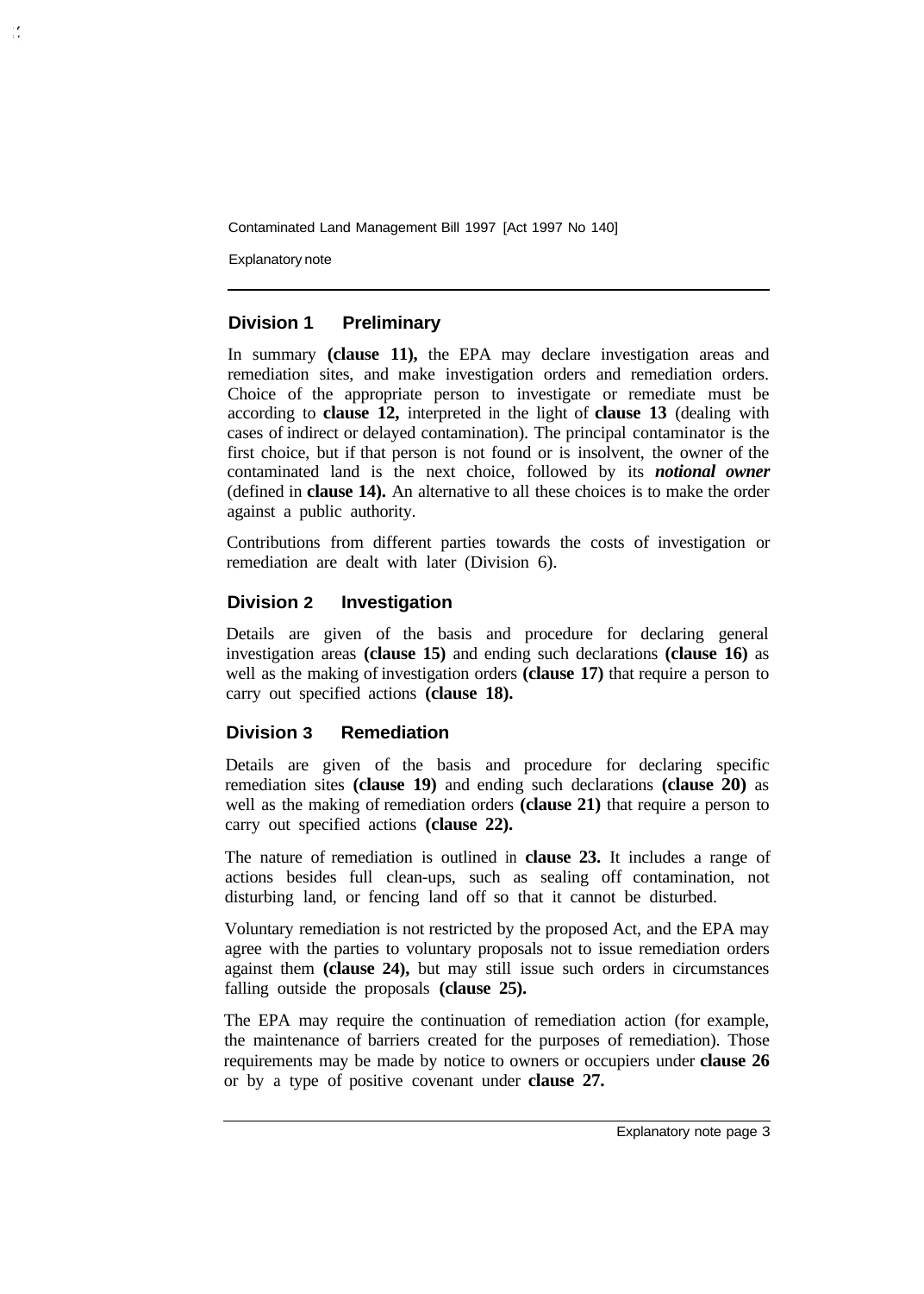## Division 1 Preliminary

In summary **(clause 11),** the EPA may declare investigation areas and remediation sites, and make investigation orders and remediation orders. Choice of the appropriate person to investigate or remediate must be according to **clause 12,** interpreted in the light of **clause 13** (dealing with cases of indirect or delayed contamination). The principal contaminator is the first choice, but if that person is not found or is insolvent, the owner of the contaminated land is the next choice, followed by its ***notional owner*** (defined in **clause 14).** An alternative to all these choices is to make the order against a public authority.

Contributions from different parties towards the costs of investigation or remediation are dealt with later (Division 6).

## Division 2 Investigation

Details are given of the basis and procedure for declaring general investigation areas **(clause 15)** and ending such declarations **(clause 16)** as well as the making of investigation orders **(clause 17)** that require a person to carry out specified actions **(clause 18).**

## Division 3 Remediation

Details are given of the basis and procedure for declaring specific remediation sites **(clause 19)** and ending such declarations **(clause 20)** as well as the making of remediation orders **(clause 21)** that require a person to carry out specified actions **(clause 22).**

The nature of remediation is outlined in **clause 23.** It includes a range of actions besides full clean-ups, such as sealing off contamination, not disturbing land, or fencing land off so that it cannot be disturbed.

Voluntary remediation is not restricted by the proposed Act, and the EPA may agree with the parties to voluntary proposals not to issue remediation orders against them **(clause 24),** but may still issue such orders in circumstances falling outside the proposals **(clause 25).**

The EPA may require the continuation of remediation action (for example, the maintenance of barriers created for the purposes of remediation). Those requirements may be made by notice to owners or occupiers under **clause 26** or by a type of positive covenant under **clause 27.**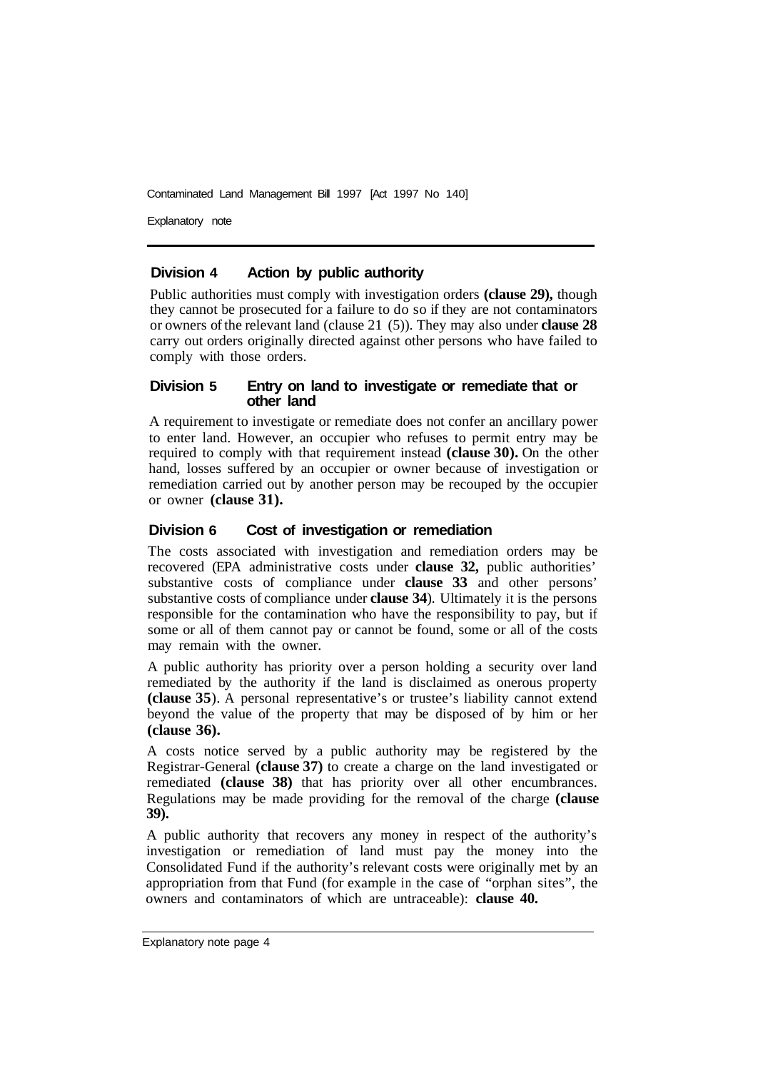## Division 4 Action by public authority

Public authorities must comply with investigation orders **(clause 29),** though they cannot be prosecuted for a failure to do so if they are not contaminators or owners of the relevant land (clause 21 (5)). They may also under **clause 28** carry out orders originally directed against other persons who have failed to comply with those orders.

## Division 5 Entry on land to investigate or remediate that or other land

A requirement to investigate or remediate does not confer an ancillary power to enter land. However, an occupier who refuses to permit entry may be required to comply with that requirement instead **(clause 30).** On the other hand, losses suffered by an occupier or owner because of investigation or remediation carried out by another person may be recouped by the occupier or owner **(clause 31).**

## Division 6 Cost of investigation or remediation

The costs associated with investigation and remediation orders may be recovered (EPA administrative costs under **clause 32,** public authorities' substantive costs of compliance under **clause 33** and other persons' substantive costs of compliance under **clause 34**). Ultimately it is the persons responsible for the contamination who have the responsibility to pay, but if some or all of them cannot pay or cannot be found, some or all of the costs may remain with the owner.

A public authority has priority over a person holding a security over land remediated by the authority if the land is disclaimed as onerous property **(clause 35**). A personal representative's or trustee's liability cannot extend beyond the value of the property that may be disposed of by him or her **(clause 36).**

A costs notice served by a public authority may be registered by the Registrar-General **(clause 37)** to create a charge on the land investigated or remediated **(clause 38)** that has priority over all other encumbrances. Regulations may be made providing for the removal of the charge **(clause 39).**

A public authority that recovers any money in respect of the authority's investigation or remediation of land must pay the money into the Consolidated Fund if the authority's relevant costs were originally met by an appropriation from that Fund (for example in the case of "orphan sites", the owners and contaminators of which are untraceable): **clause 40.**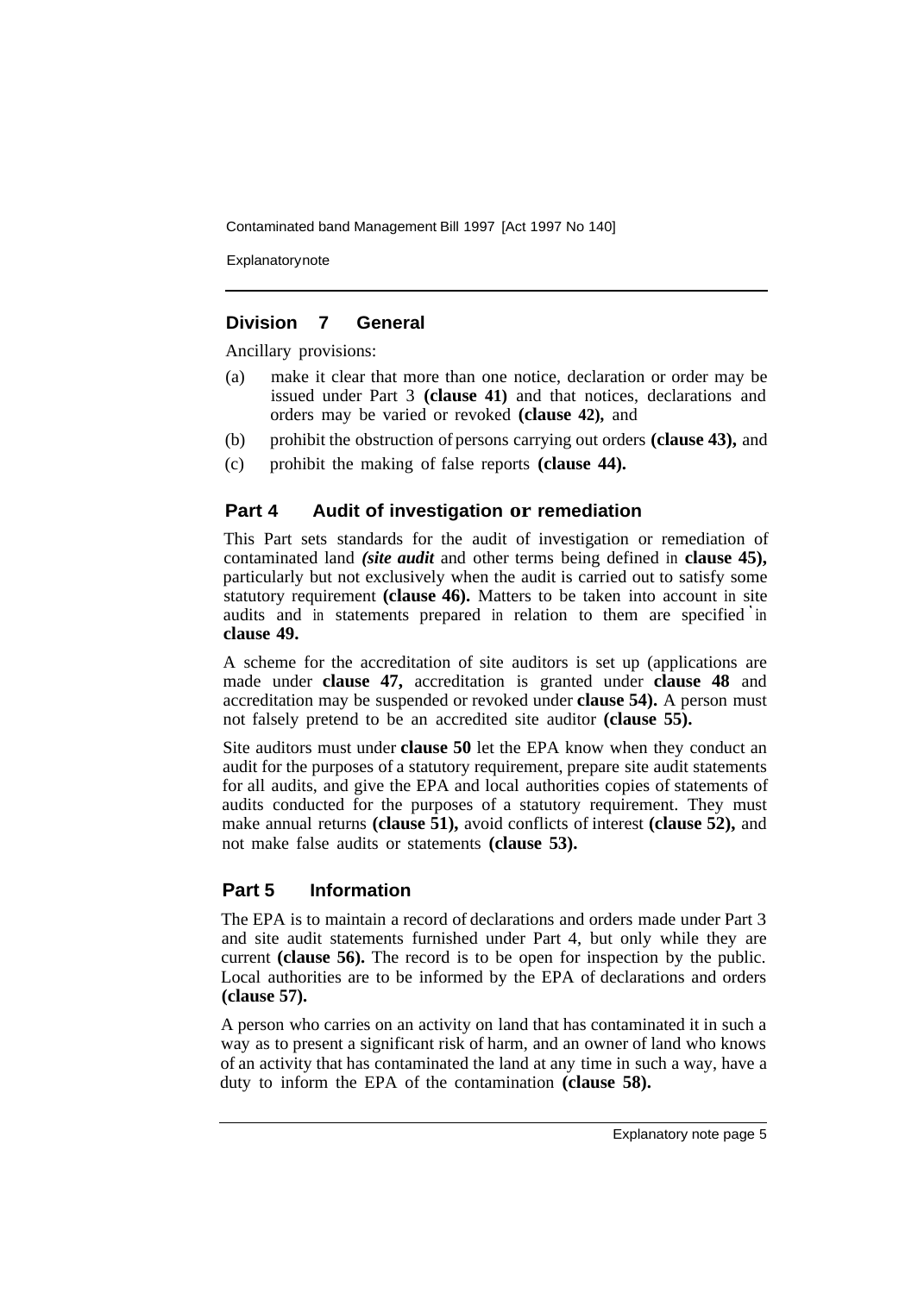## Division 7 General

Ancillary provisions:

(a) make it clear that more than one notice, declaration or order may be issued under Part 3 **(clause 41)** and that notices, declarations and orders may be varied or revoked **(clause 42)**, and

(b) prohibit the obstruction of persons carrying out orders **(clause 43)**, and

(c) prohibit the making of false reports **(clause 44)**.

## Part 4 Audit of investigation or remediation

This Part sets standards for the audit of investigation or remediation of contaminated land ***(site audit*** and other terms being defined in **clause 45)**, particularly but not exclusively when the audit is carried out to satisfy some statutory requirement **(clause 46)**. Matters to be taken into account in site audits and in statements prepared in relation to them are specified in **clause 49**.

A scheme for the accreditation of site auditors is set up (applications are made under **clause 47**, accreditation is granted under **clause 48** and accreditation may be suspended or revoked under **clause 54)**. A person must not falsely pretend to be an accredited site auditor **(clause 55)**.

Site auditors must under **clause 50** let the EPA know when they conduct an audit for the purposes of a statutory requirement, prepare site audit statements for all audits, and give the EPA and local authorities copies of statements of audits conducted for the purposes of a statutory requirement. They must make annual returns **(clause 51)**, avoid conflicts of interest **(clause 52)**, and not make false audits or statements **(clause 53)**.

## Part 5 Information

The EPA is to maintain a record of declarations and orders made under Part 3 and site audit statements furnished under Part 4, but only while they are current **(clause 56)**. The record is to be open for inspection by the public. Local authorities are to be informed by the EPA of declarations and orders **(clause 57)**.

A person who carries on an activity on land that has contaminated it in such a way as to present a significant risk of harm, and an owner of land who knows of an activity that has contaminated the land at any time in such a way, have a duty to inform the EPA of the contamination **(clause 58)**.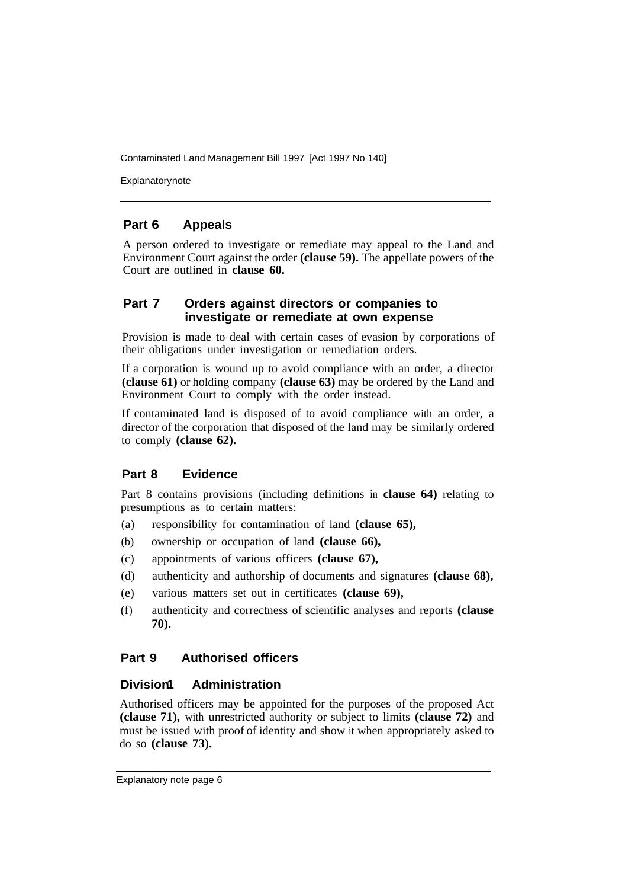## Part 6 Appeals

A person ordered to investigate or remediate may appeal to the Land and Environment Court against the order **(clause 59).** The appellate powers of the Court are outlined in **clause 60.**

## Part 7 Orders against directors or companies to investigate or remediate at own expense

Provision is made to deal with certain cases of evasion by corporations of their obligations under investigation or remediation orders.

If a corporation is wound up to avoid compliance with an order, a director **(clause 61)** or holding company **(clause 63)** may be ordered by the Land and Environment Court to comply with the order instead.

If contaminated land is disposed of to avoid compliance with an order, a director of the corporation that disposed of the land may be similarly ordered to comply **(clause 62).**

## Part 8 Evidence

Part 8 contains provisions (including definitions in **clause 64)** relating to presumptions as to certain matters:

(a) responsibility for contamination of land **(clause 65),**

(b) ownership or occupation of land **(clause 66),**

(c) appointments of various officers **(clause 67),**

(d) authenticity and authorship of documents and signatures **(clause 68),**

(e) various matters set out in certificates **(clause 69),**

(f) authenticity and correctness of scientific analyses and reports **(clause 70).**

## Part 9 Authorised officers

### Division 1 Administration

Authorised officers may be appointed for the purposes of the proposed Act **(clause 71),** with unrestricted authority or subject to limits **(clause 72)** and must be issued with proof of identity and show it when appropriately asked to do so **(clause 73).**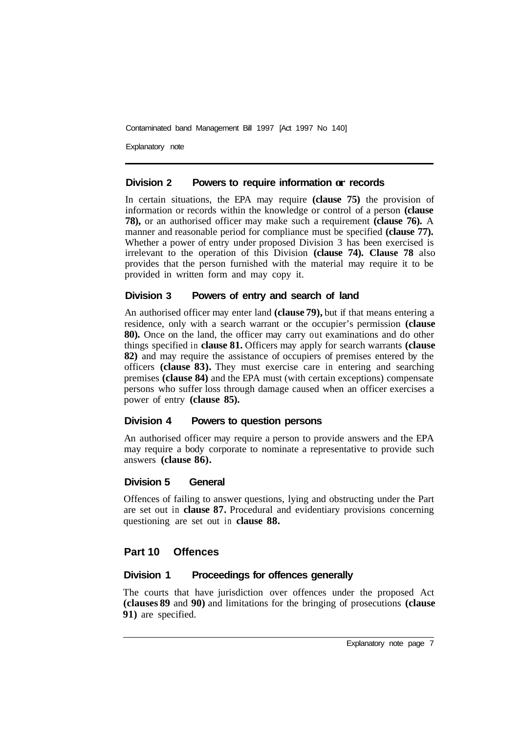### Division 2 Powers to require information or records

In certain situations, the EPA may require **(clause 75)** the provision of information or records within the knowledge or control of a person **(clause 78),** or an authorised officer may make such a requirement **(clause 76).** A manner and reasonable period for compliance must be specified **(clause 77).** Whether a power of entry under proposed Division 3 has been exercised is irrelevant to the operation of this Division **(clause 74). Clause 78** also provides that the person furnished with the material may require it to be provided in written form and may copy it.

### Division 3 Powers of entry and search of land

An authorised officer may enter land **(clause 79),** but if that means entering a residence, only with a search warrant or the occupier's permission **(clause 80).** Once on the land, the officer may carry out examinations and do other things specified in **clause 81.** Officers may apply for search warrants **(clause 82)** and may require the assistance of occupiers of premises entered by the officers **(clause 83).** They must exercise care in entering and searching premises **(clause 84)** and the EPA must (with certain exceptions) compensate persons who suffer loss through damage caused when an officer exercises a power of entry **(clause 85).**

### Division 4 Powers to question persons

An authorised officer may require a person to provide answers and the EPA may require a body corporate to nominate a representative to provide such answers **(clause 86).**

### Division 5 General

Offences of failing to answer questions, lying and obstructing under the Part are set out in **clause 87.** Procedural and evidentiary provisions concerning questioning are set out in **clause 88.**

## Part 10 Offences

### Division 1 Proceedings for offences generally

The courts that have jurisdiction over offences under the proposed Act **(clauses 89** and **90)** and limitations for the bringing of prosecutions **(clause 91)** are specified.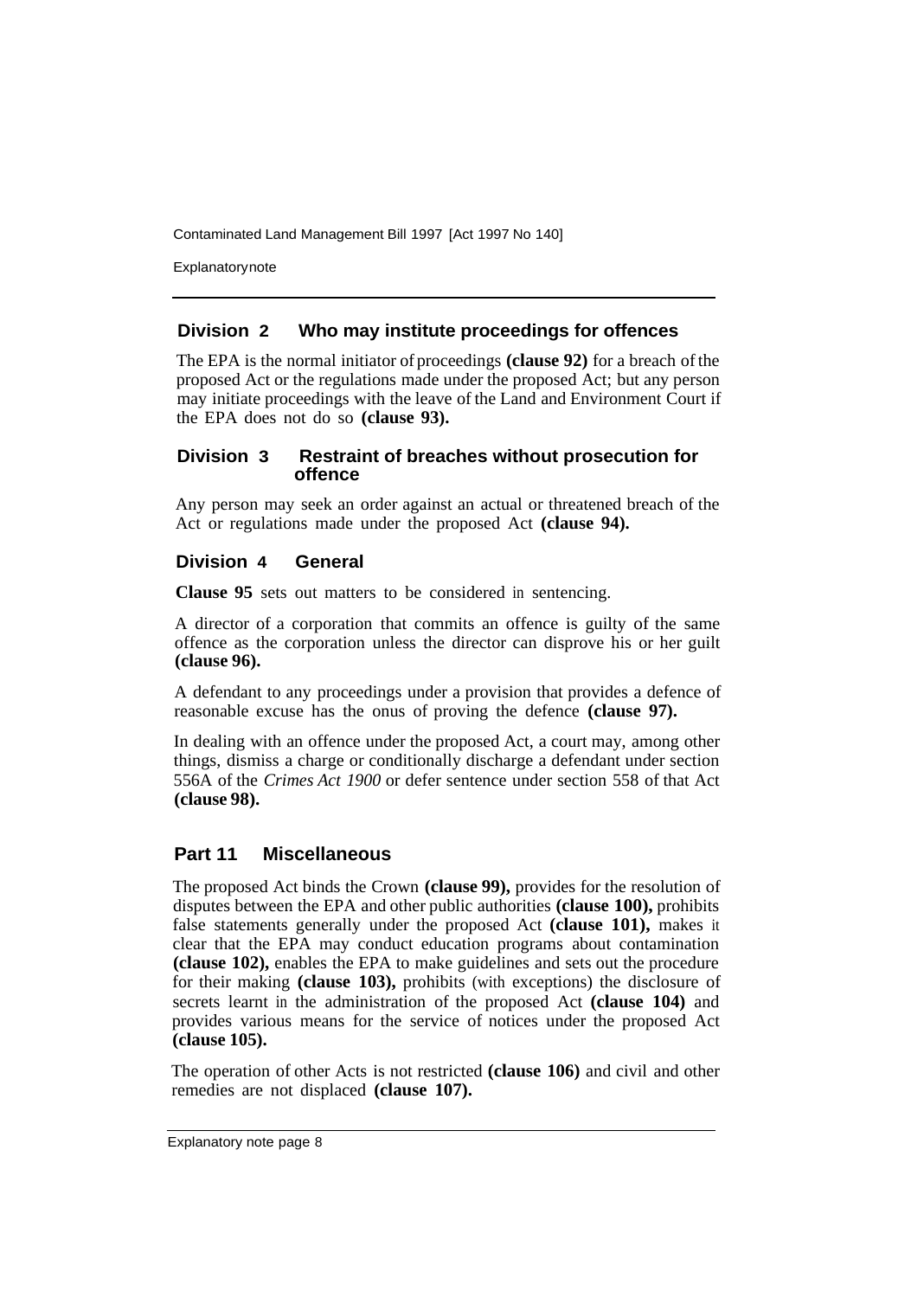## Division 2 Who may institute proceedings for offences

The EPA is the normal initiator of proceedings **(clause 92)** for a breach of the proposed Act or the regulations made under the proposed Act; but any person may initiate proceedings with the leave of the Land and Environment Court if the EPA does not do so **(clause 93).**

## Division 3 Restraint of breaches without prosecution for offence

Any person may seek an order against an actual or threatened breach of the Act or regulations made under the proposed Act **(clause 94).**

## Division 4 General

**Clause 95** sets out matters to be considered in sentencing.

A director of a corporation that commits an offence is guilty of the same offence as the corporation unless the director can disprove his or her guilt **(clause 96).**

A defendant to any proceedings under a provision that provides a defence of reasonable excuse has the onus of proving the defence **(clause 97).**

In dealing with an offence under the proposed Act, a court may, among other things, dismiss a charge or conditionally discharge a defendant under section 556A of the *Crimes Act 1900* or defer sentence under section 558 of that Act **(clause 98).**

# Part 11 Miscellaneous

The proposed Act binds the Crown **(clause 99),** provides for the resolution of disputes between the EPA and other public authorities **(clause 100),** prohibits false statements generally under the proposed Act **(clause 101),** makes it clear that the EPA may conduct education programs about contamination **(clause 102),** enables the EPA to make guidelines and sets out the procedure for their making **(clause 103),** prohibits (with exceptions) the disclosure of secrets learnt in the administration of the proposed Act **(clause 104)** and provides various means for the service of notices under the proposed Act **(clause 105).**

The operation of other Acts is not restricted **(clause 106)** and civil and other remedies are not displaced **(clause 107).**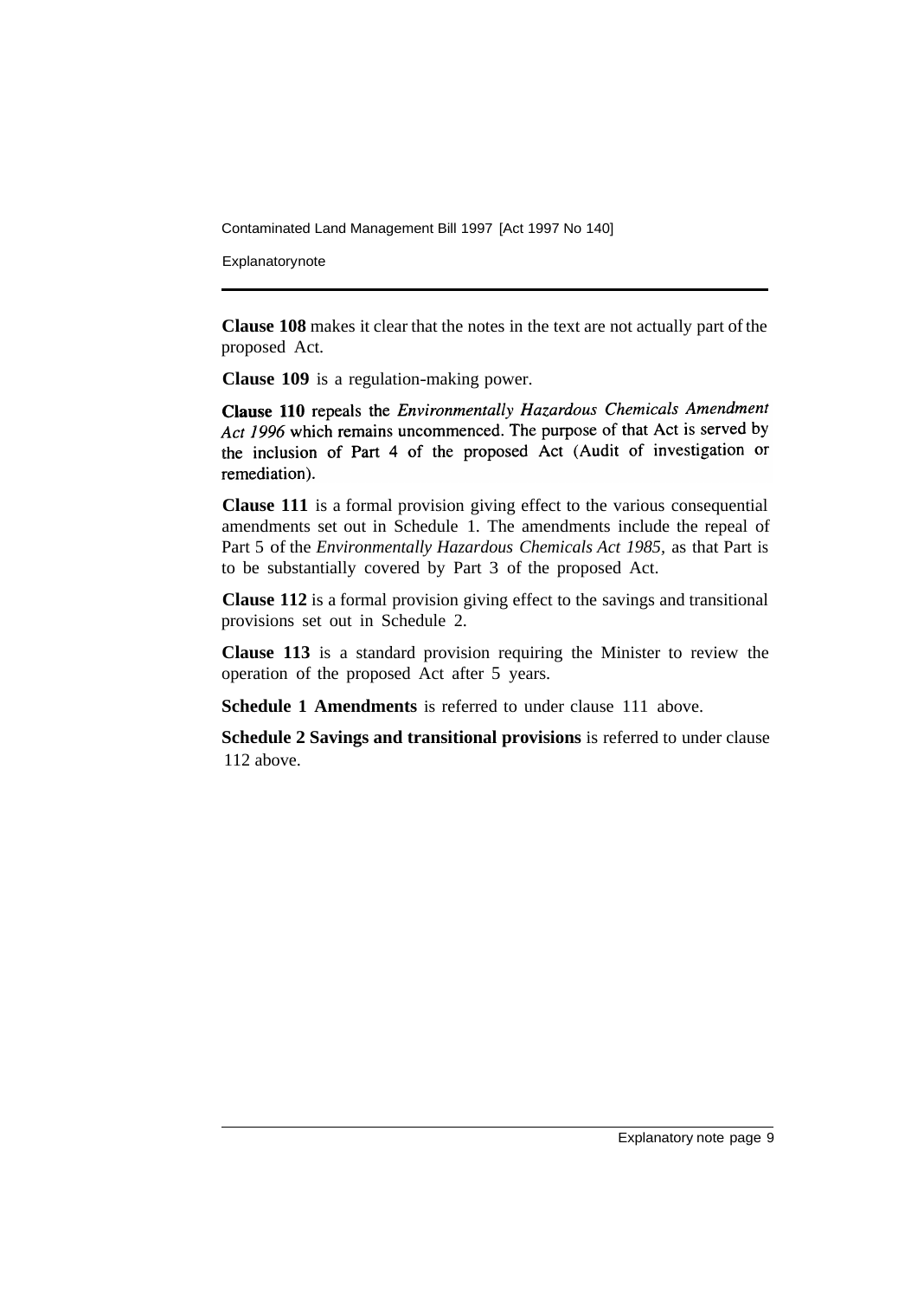**Clause 108** makes it clear that the notes in the text are not actually part of the proposed Act.

**Clause 109** is a regulation-making power.

**Clause 110** repeals the *Environmentally Hazardous Chemicals Amendment Act 1996* which remains uncommenced. The purpose of that Act is served by the inclusion of Part 4 of the proposed Act (Audit of investigation or remediation).

**Clause 111** is a formal provision giving effect to the various consequential amendments set out in Schedule 1. The amendments include the repeal of Part 5 of the *Environmentally Hazardous Chemicals Act 1985,* as that Part is to be substantially covered by Part 3 of the proposed Act.

**Clause 112** is a formal provision giving effect to the savings and transitional provisions set out in Schedule 2.

**Clause 113** is a standard provision requiring the Minister to review the operation of the proposed Act after 5 years.

**Schedule 1 Amendments** is referred to under clause 111 above.

**Schedule 2 Savings and transitional provisions** is referred to under clause 112 above.